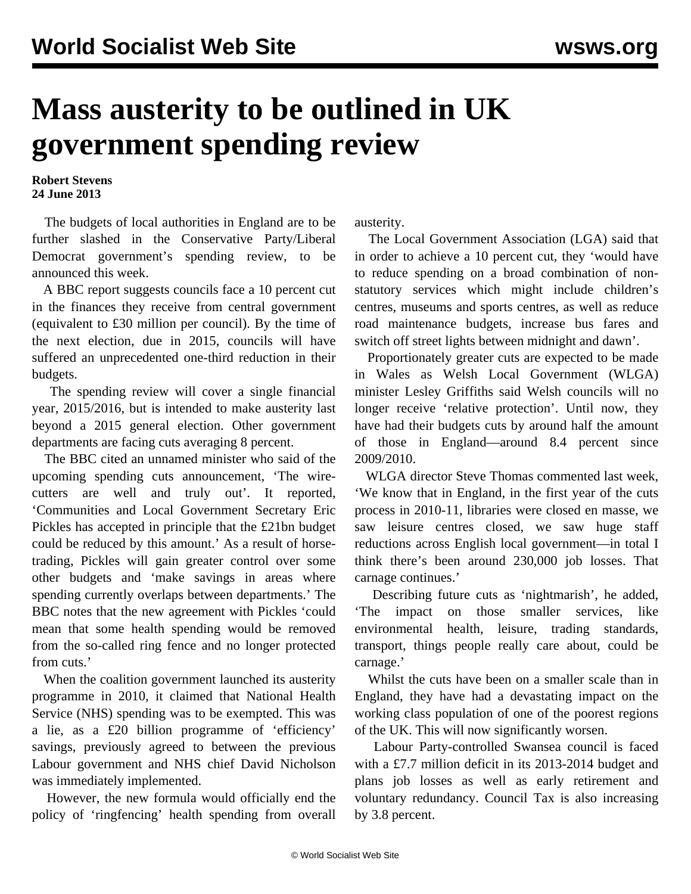# Mass austerity to be outlined in UK government spending review

**Robert Stevens**
**24 June 2013**

The budgets of local authorities in England are to be further slashed in the Conservative Party/Liberal Democrat government's spending review, to be announced this week.

A BBC report suggests councils face a 10 percent cut in the finances they receive from central government (equivalent to £30 million per council). By the time of the next election, due in 2015, councils will have suffered an unprecedented one-third reduction in their budgets.

The spending review will cover a single financial year, 2015/2016, but is intended to make austerity last beyond a 2015 general election. Other government departments are facing cuts averaging 8 percent.

The BBC cited an unnamed minister who said of the upcoming spending cuts announcement, 'The wire-cutters are well and truly out'. It reported, 'Communities and Local Government Secretary Eric Pickles has accepted in principle that the £21bn budget could be reduced by this amount.' As a result of horse-trading, Pickles will gain greater control over some other budgets and 'make savings in areas where spending currently overlaps between departments.' The BBC notes that the new agreement with Pickles 'could mean that some health spending would be removed from the so-called ring fence and no longer protected from cuts.'

When the coalition government launched its austerity programme in 2010, it claimed that National Health Service (NHS) spending was to be exempted. This was a lie, as a £20 billion programme of 'efficiency' savings, previously agreed to between the previous Labour government and NHS chief David Nicholson was immediately implemented.

However, the new formula would officially end the policy of 'ringfencing' health spending from overall austerity.

The Local Government Association (LGA) said that in order to achieve a 10 percent cut, they 'would have to reduce spending on a broad combination of non-statutory services which might include children's centres, museums and sports centres, as well as reduce road maintenance budgets, increase bus fares and switch off street lights between midnight and dawn'.

Proportionately greater cuts are expected to be made in Wales as Welsh Local Government (WLGA) minister Lesley Griffiths said Welsh councils will no longer receive 'relative protection'. Until now, they have had their budgets cuts by around half the amount of those in England—around 8.4 percent since 2009/2010.

WLGA director Steve Thomas commented last week, 'We know that in England, in the first year of the cuts process in 2010-11, libraries were closed en masse, we saw leisure centres closed, we saw huge staff reductions across English local government—in total I think there's been around 230,000 job losses. That carnage continues.'

Describing future cuts as 'nightmarish', he added, 'The impact on those smaller services, like environmental health, leisure, trading standards, transport, things people really care about, could be carnage.'

Whilst the cuts have been on a smaller scale than in England, they have had a devastating impact on the working class population of one of the poorest regions of the UK. This will now significantly worsen.

Labour Party-controlled Swansea council is faced with a £7.7 million deficit in its 2013-2014 budget and plans job losses as well as early retirement and voluntary redundancy. Council Tax is also increasing by 3.8 percent.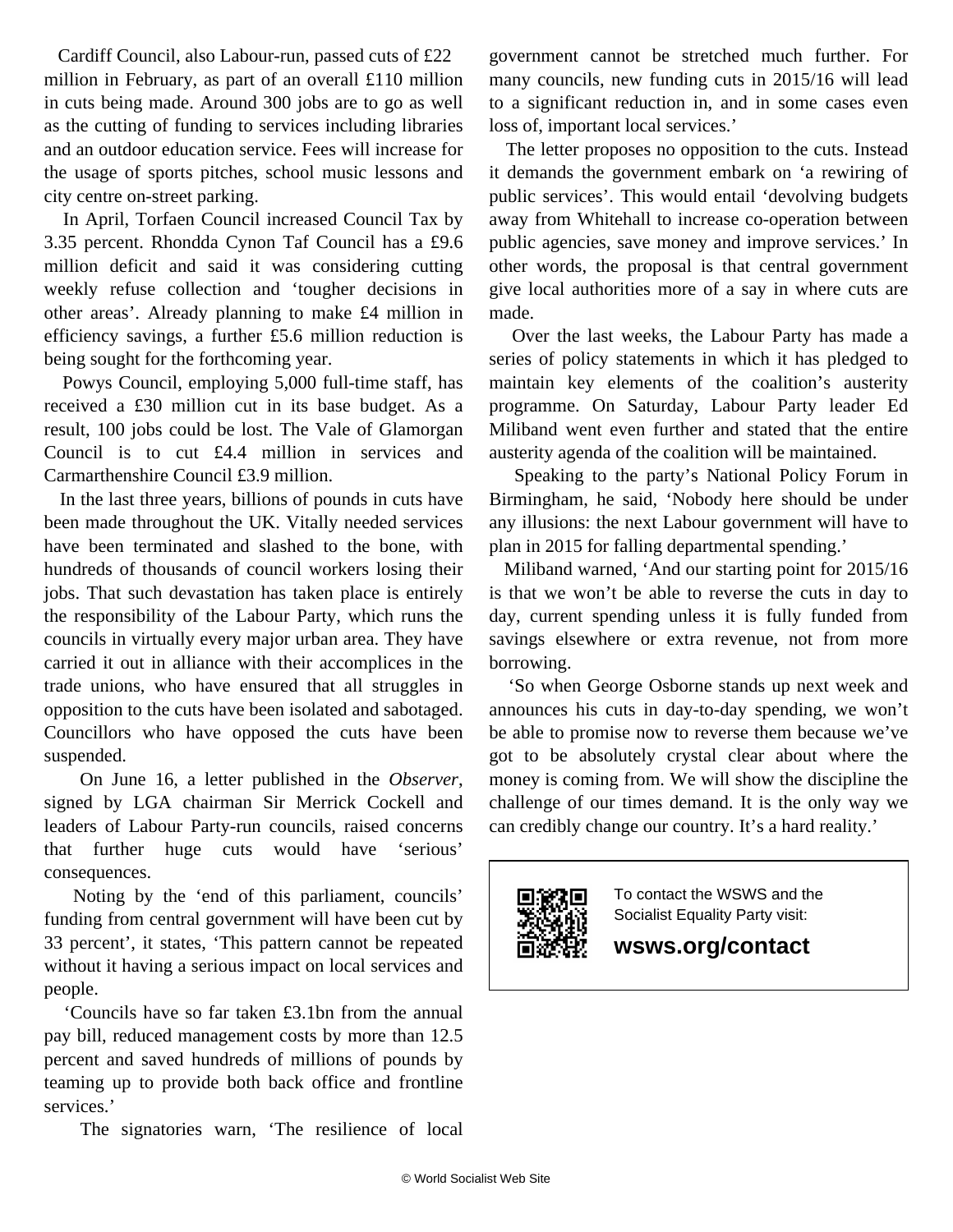Cardiff Council, also Labour-run, passed cuts of £22 million in February, as part of an overall £110 million in cuts being made. Around 300 jobs are to go as well as the cutting of funding to services including libraries and an outdoor education service. Fees will increase for the usage of sports pitches, school music lessons and city centre on-street parking.

In April, Torfaen Council increased Council Tax by 3.35 percent. Rhondda Cynon Taf Council has a £9.6 million deficit and said it was considering cutting weekly refuse collection and 'tougher decisions in other areas'. Already planning to make £4 million in efficiency savings, a further £5.6 million reduction is being sought for the forthcoming year.

Powys Council, employing 5,000 full-time staff, has received a £30 million cut in its base budget. As a result, 100 jobs could be lost. The Vale of Glamorgan Council is to cut £4.4 million in services and Carmarthenshire Council £3.9 million.

In the last three years, billions of pounds in cuts have been made throughout the UK. Vitally needed services have been terminated and slashed to the bone, with hundreds of thousands of council workers losing their jobs. That such devastation has taken place is entirely the responsibility of the Labour Party, which runs the councils in virtually every major urban area. They have carried it out in alliance with their accomplices in the trade unions, who have ensured that all struggles in opposition to the cuts have been isolated and sabotaged. Councillors who have opposed the cuts have been suspended.

On June 16, a letter published in the *Observer*, signed by LGA chairman Sir Merrick Cockell and leaders of Labour Party-run councils, raised concerns that further huge cuts would have 'serious' consequences.

Noting by the 'end of this parliament, councils' funding from central government will have been cut by 33 percent', it states, 'This pattern cannot be repeated without it having a serious impact on local services and people.

'Councils have so far taken £3.1bn from the annual pay bill, reduced management costs by more than 12.5 percent and saved hundreds of millions of pounds by teaming up to provide both back office and frontline services.'

The signatories warn, 'The resilience of local government cannot be stretched much further. For many councils, new funding cuts in 2015/16 will lead to a significant reduction in, and in some cases even loss of, important local services.'

The letter proposes no opposition to the cuts. Instead it demands the government embark on 'a rewiring of public services'. This would entail 'devolving budgets away from Whitehall to increase co-operation between public agencies, save money and improve services.' In other words, the proposal is that central government give local authorities more of a say in where cuts are made.

Over the last weeks, the Labour Party has made a series of policy statements in which it has pledged to maintain key elements of the coalition's austerity programme. On Saturday, Labour Party leader Ed Miliband went even further and stated that the entire austerity agenda of the coalition will be maintained.

Speaking to the party's National Policy Forum in Birmingham, he said, 'Nobody here should be under any illusions: the next Labour government will have to plan in 2015 for falling departmental spending.'

Miliband warned, 'And our starting point for 2015/16 is that we won't be able to reverse the cuts in day to day, current spending unless it is fully funded from savings elsewhere or extra revenue, not from more borrowing.

'So when George Osborne stands up next week and announces his cuts in day-to-day spending, we won't be able to promise now to reverse them because we've got to be absolutely crystal clear about where the money is coming from. We will show the discipline the challenge of our times demand. It is the only way we can credibly change our country. It's a hard reality.'

To contact the WSWS and the Socialist Equality Party visit:

**wsws.org/contact**